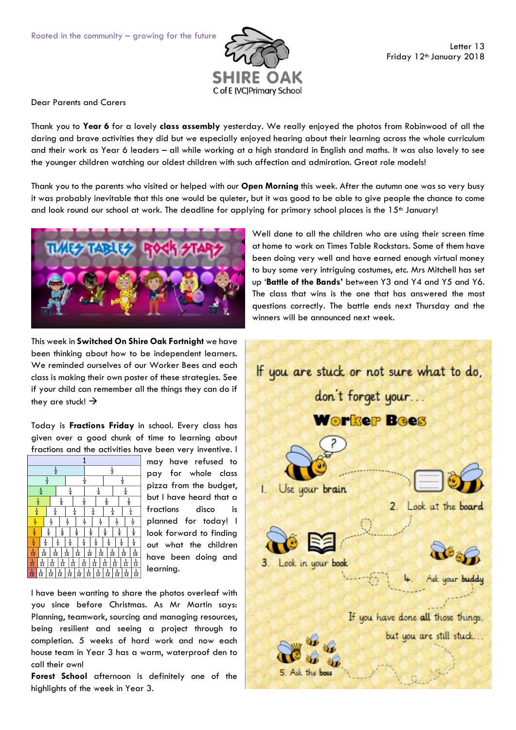Rooted in the community – growing for the future

SHIRE OAK
C of E (VC) Primary School

Letter 13
Friday 12th January 2018

Dear Parents and Carers

Thank you to **Year 6** for a lovely **class assembly** yesterday. We really enjoyed the photos from Robinwood of all the daring and brave activities they did but we especially enjoyed hearing about their learning across the whole curriculum and their work as Year 6 leaders – all while working at a high standard in English and maths. It was also lovely to see the younger children watching our oldest children with such affection and admiration. Great role models!

Thank you to the parents who visited or helped with our **Open Morning** this week. After the autumn one was so very busy it was probably inevitable that this one would be quieter, but it was good to be able to give people the chance to come and look round our school at work. The deadline for applying for primary school places is the 15th January!

Well done to all the children who are using their screen time at home to work on Times Table Rockstars. Some of them have been doing very well and have earned enough virtual money to buy some very intriguing costumes, etc. Mrs Mitchell has set up '**Battle of the Bands'** between Y3 and Y4 and Y5 and Y6. The class that wins is the one that has answered the most questions correctly. The battle ends next Thursday and the winners will be announced next week.

This week in **Switched On Shire Oak Fortnight** we have been thinking about how to be independent learners. We reminded ourselves of our Worker Bees and each class is making their own poster of these strategies. See if your child can remember all the things they can do if they are stuck! →

If you are stuck or not sure what to do, don't forget your...

**Worker Bees**

1. Use your brain
2. Look at the board
3. Look in your book
4. Ask your buddy

If you have done **all** those things, but you are still stuck...

5. Ask the boss

Today is **Fractions Friday** in school. Every class has given over a good chunk of time to learning about fractions and the activities have been very inventive. I may have refused to pay for whole class pizza from the budget, but I have heard that a fractions disco is planned for today! I look forward to finding out what the children have been doing and learning.

I have been wanting to share the photos overleaf with you since before Christmas. As Mr Martin says: Planning, teamwork, sourcing and managing resources, being resilient and seeing a project through to completion. 5 weeks of hard work and now each house team in Year 3 has a warm, waterproof den to call their own!

**Forest School** afternoon is definitely one of the highlights of the week in Year 3.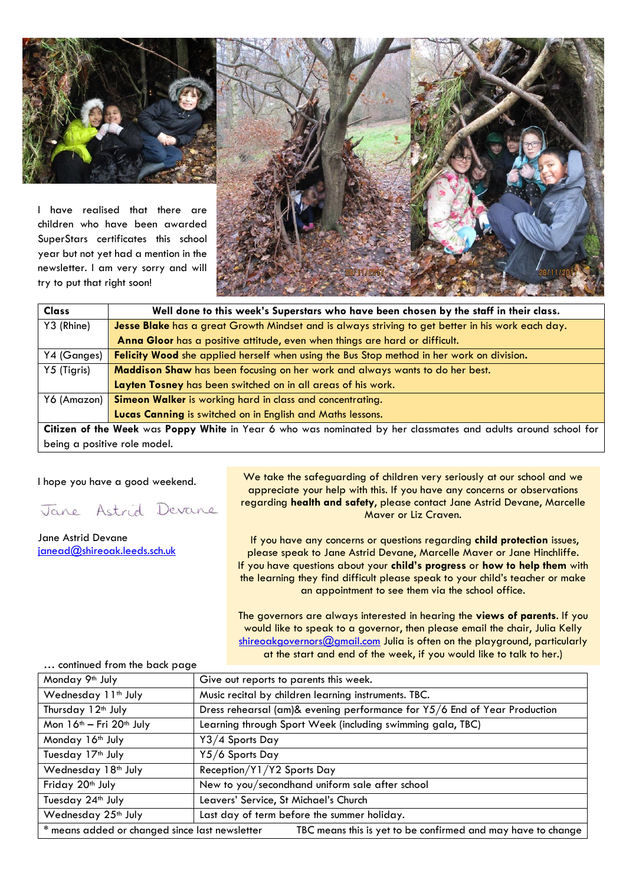I have realised that there are children who have been awarded SuperStars certificates this school year but not yet had a mention in the newsletter. I am very sorry and will try to put that right soon!

| Class | Well done to this week's Superstars who have been chosen by the staff in their class. |
|---|---|
| Y3 (Rhine) | **Jesse Blake** has a great Growth Mindset and is always striving to get better in his work each day. **Anna Gloor** has a positive attitude, even when things are hard or difficult. |
| Y4 (Ganges) | **Felicity Wood** she applied herself when using the Bus Stop method in her work on division. |
| Y5 (Tigris) | **Maddison Shaw** has been focusing on her work and always wants to do her best. **Layten Tosney** has been switched on in all areas of his work. |
| Y6 (Amazon) | **Simeon Walker** is working hard in class and concentrating. **Lucas Canning** is switched on in English and Maths lessons. |
| **Citizen of the Week** was **Poppy White** in Year 6 who was nominated by her classmates and adults around school for being a positive role model. | |

I hope you have a good weekend.

Jane Astrid Devane

Jane Astrid Devane
janead@shireoak.leeds.sch.uk

We take the safeguarding of children very seriously at our school and we appreciate your help with this. If you have any concerns or observations regarding **health and safety**, please contact Jane Astrid Devane, Marcelle Maver or Liz Craven.

If you have any concerns or questions regarding **child protection** issues, please speak to Jane Astrid Devane, Marcelle Maver or Jane Hinchliffe. If you have questions about your **child's progress** or **how to help them** with the learning they find difficult please speak to your child's teacher or make an appointment to see them via the school office.

The governors are always interested in hearing the **views of parents**. If you would like to speak to a governor, then please email the chair, Julia Kelly shireoakgovernors@gmail.com Julia is often on the playground, particularly at the start and end of the week, if you would like to talk to her.)

… continued from the back page

| Date | Event |
|---|---|
| Monday 9th July | Give out reports to parents this week. |
| Wednesday 11th July | Music recital by children learning instruments. TBC. |
| Thursday 12th July | Dress rehearsal (am)& evening performance for Y5/6 End of Year Production |
| Mon 16th – Fri 20th July | Learning through Sport Week (including swimming gala, TBC) |
| Monday 16th July | Y3/4 Sports Day |
| Tuesday 17th July | Y5/6 Sports Day |
| Wednesday 18th July | Reception/Y1/Y2 Sports Day |
| Friday 20th July | New to you/secondhand uniform sale after school |
| Tuesday 24th July | Leavers' Service, St Michael's Church |
| Wednesday 25th July | Last day of term before the summer holiday. |
| * means added or changed since last newsletter | TBC means this is yet to be confirmed and may have to change |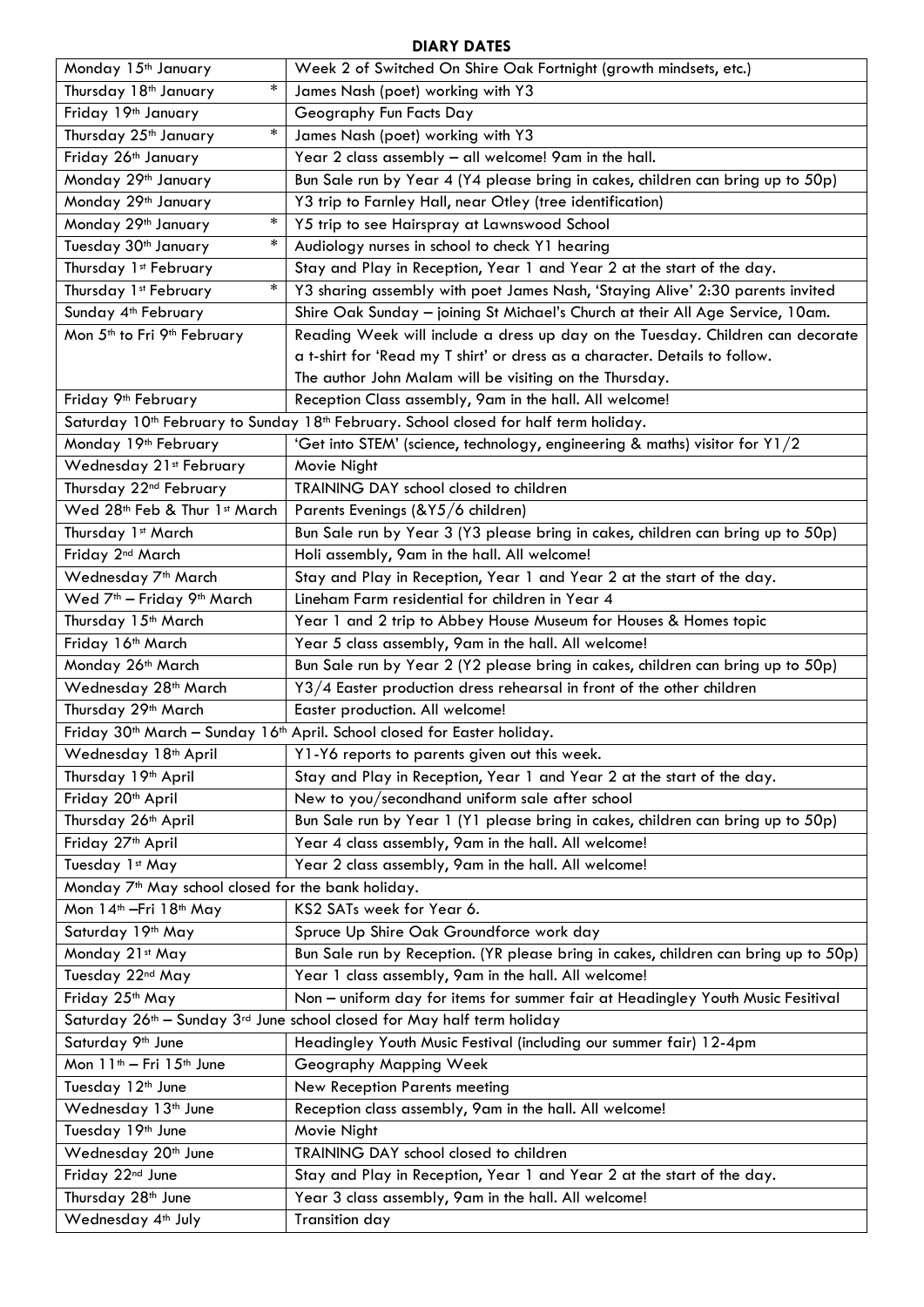**DIARY DATES**

| | |
|---|---|
| Monday 15th January | Week 2 of Switched On Shire Oak Fortnight (growth mindsets, etc.) |
| Thursday 18th January * | James Nash (poet) working with Y3 |
| Friday 19th January | Geography Fun Facts Day |
| Thursday 25th January * | James Nash (poet) working with Y3 |
| Friday 26th January | Year 2 class assembly – all welcome! 9am in the hall. |
| Monday 29th January | Bun Sale run by Year 4 (Y4 please bring in cakes, children can bring up to 50p) |
| Monday 29th January | Y3 trip to Farnley Hall, near Otley (tree identification) |
| Monday 29th January * | Y5 trip to see Hairspray at Lawnswood School |
| Tuesday 30th January * | Audiology nurses in school to check Y1 hearing |
| Thursday 1st February | Stay and Play in Reception, Year 1 and Year 2 at the start of the day. |
| Thursday 1st February * | Y3 sharing assembly with poet James Nash, 'Staying Alive' 2:30 parents invited |
| Sunday 4th February | Shire Oak Sunday – joining St Michael's Church at their All Age Service, 10am. |
| Mon 5th to Fri 9th February | Reading Week will include a dress up day on the Tuesday. Children can decorate a t-shirt for 'Read my T shirt' or dress as a character. Details to follow. The author John Malam will be visiting on the Thursday. |
| Friday 9th February | Reception Class assembly, 9am in the hall. All welcome! |
| Saturday 10th February to Sunday 18th February. School closed for half term holiday. | |
| Monday 19th February | 'Get into STEM' (science, technology, engineering & maths) visitor for Y1/2 |
| Wednesday 21st February | Movie Night |
| Thursday 22nd February | TRAINING DAY school closed to children |
| Wed 28th Feb & Thur 1st March | Parents Evenings (&Y5/6 children) |
| Thursday 1st March | Bun Sale run by Year 3 (Y3 please bring in cakes, children can bring up to 50p) |
| Friday 2nd March | Holi assembly, 9am in the hall. All welcome! |
| Wednesday 7th March | Stay and Play in Reception, Year 1 and Year 2 at the start of the day. |
| Wed 7th – Friday 9th March | Lineham Farm residential for children in Year 4 |
| Thursday 15th March | Year 1 and 2 trip to Abbey House Museum for Houses & Homes topic |
| Friday 16th March | Year 5 class assembly, 9am in the hall. All welcome! |
| Monday 26th March | Bun Sale run by Year 2 (Y2 please bring in cakes, children can bring up to 50p) |
| Wednesday 28th March | Y3/4 Easter production dress rehearsal in front of the other children |
| Thursday 29th March | Easter production. All welcome! |
| Friday 30th March – Sunday 16th April. School closed for Easter holiday. | |
| Wednesday 18th April | Y1-Y6 reports to parents given out this week. |
| Thursday 19th April | Stay and Play in Reception, Year 1 and Year 2 at the start of the day. |
| Friday 20th April | New to you/secondhand uniform sale after school |
| Thursday 26th April | Bun Sale run by Year 1 (Y1 please bring in cakes, children can bring up to 50p) |
| Friday 27th April | Year 4 class assembly, 9am in the hall. All welcome! |
| Tuesday 1st May | Year 2 class assembly, 9am in the hall. All welcome! |
| Monday 7th May school closed for the bank holiday. | |
| Mon 14th –Fri 18th May | KS2 SATs week for Year 6. |
| Saturday 19th May | Spruce Up Shire Oak Groundforce work day |
| Monday 21st May | Bun Sale run by Reception. (YR please bring in cakes, children can bring up to 50p) |
| Tuesday 22nd May | Year 1 class assembly, 9am in the hall. All welcome! |
| Friday 25th May | Non – uniform day for items for summer fair at Headingley Youth Music Fesitival |
| Saturday 26th – Sunday 3rd June school closed for May half term holiday | |
| Saturday 9th June | Headingley Youth Music Festival (including our summer fair) 12-4pm |
| Mon 11th – Fri 15th June | Geography Mapping Week |
| Tuesday 12th June | New Reception Parents meeting |
| Wednesday 13th June | Reception class assembly, 9am in the hall. All welcome! |
| Tuesday 19th June | Movie Night |
| Wednesday 20th June | TRAINING DAY school closed to children |
| Friday 22nd June | Stay and Play in Reception, Year 1 and Year 2 at the start of the day. |
| Thursday 28th June | Year 3 class assembly, 9am in the hall. All welcome! |
| Wednesday 4th July | Transition day |